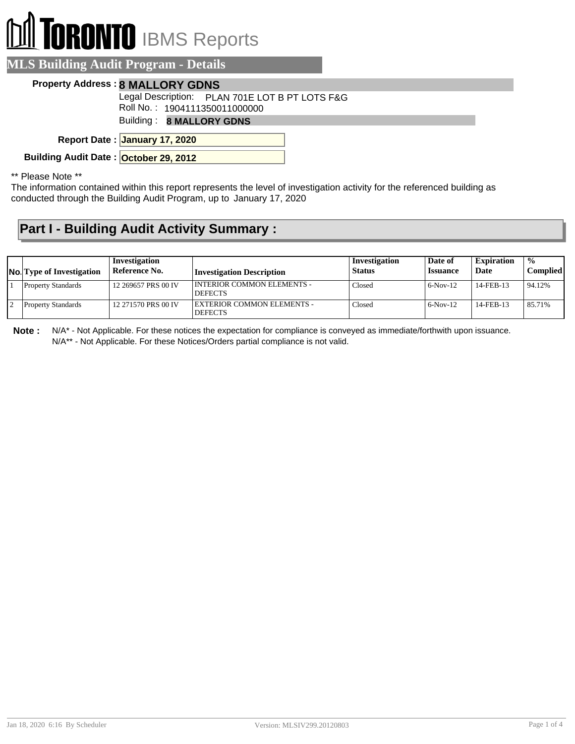# TORONTO IBMS Reports

## MLS Building Audit Program - Details

**Property Address :** **8 MALLORY GDNS**

Legal Description: PLAN 701E LOT B PT LOTS F&G

Roll No. : 1904111350011000000

Building : **8 MALLORY GDNS**

**Report Date :** **January 17, 2020**

**Building Audit Date :** **October 29, 2012**

** Please Note **

The information contained within this report represents the level of investigation activity for the referenced building as conducted through the Building Audit Program, up to January 17, 2020

## Part I - Building Audit Activity Summary :

| No. | Type of Investigation | Investigation Reference No. | Investigation Description | Investigation Status | Date of Issuance | Expiration Date | % Complied |
|---|---|---|---|---|---|---|---|
| 1 | Property Standards | 12 269657 PRS 00 IV | INTERIOR COMMON ELEMENTS - DEFECTS | Closed | 6-Nov-12 | 14-FEB-13 | 94.12% |
| 2 | Property Standards | 12 271570 PRS 00 IV | EXTERIOR COMMON ELEMENTS - DEFECTS | Closed | 6-Nov-12 | 14-FEB-13 | 85.71% |

**Note :** N/A* - Not Applicable. For these notices the expectation for compliance is conveyed as immediate/forthwith upon issuance.
N/A** - Not Applicable. For these Notices/Orders partial compliance is not valid.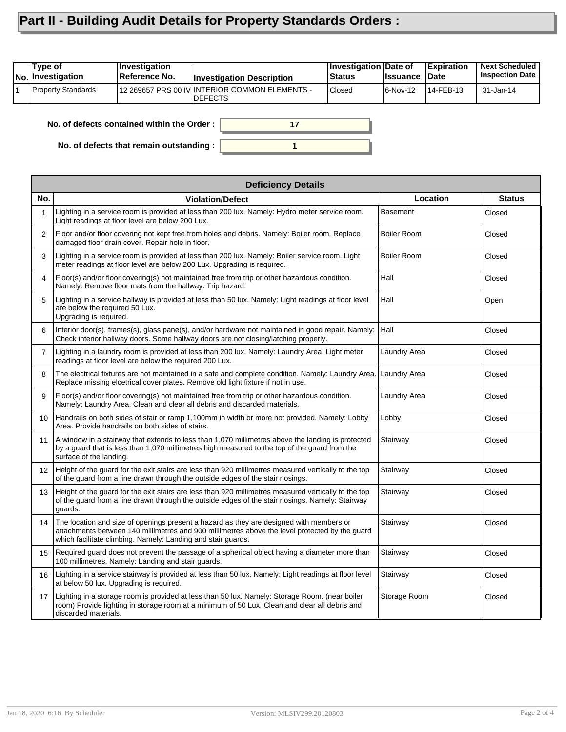# Part II - Building Audit Details for Property Standards Orders :

| No. | Type of Investigation | Investigation Reference No. | Investigation Description | Investigation Status | Date of Issuance | Expiration Date | Next Scheduled Inspection Date |
|---|---|---|---|---|---|---|---|
| 1 | Property Standards | 12 269657 PRS 00 IV | INTERIOR COMMON ELEMENTS - DEFECTS | Closed | 6-Nov-12 | 14-FEB-13 | 31-Jan-14 |

**No. of defects contained within the Order :** 17

**No. of defects that remain outstanding :** 1

| Deficiency Details | | | |
|---|---|---|---|
| **No.** | **Violation/Defect** | **Location** | **Status** |
| 1 | Lighting in a service room is provided at less than 200 lux. Namely: Hydro meter service room. Light readings at floor level are below 200 Lux. | Basement | Closed |
| 2 | Floor and/or floor covering not kept free from holes and debris. Namely: Boiler room. Replace damaged floor drain cover. Repair hole in floor. | Boiler Room | Closed |
| 3 | Lighting in a service room is provided at less than 200 lux. Namely: Boiler service room. Light meter readings at floor level are below 200 Lux. Upgrading is required. | Boiler Room | Closed |
| 4 | Floor(s) and/or floor covering(s) not maintained free from trip or other hazardous condition. Namely: Remove floor mats from the hallway. Trip hazard. | Hall | Closed |
| 5 | Lighting in a service hallway is provided at less than 50 lux. Namely: Light readings at floor level are below the required 50 Lux. Upgrading is required. | Hall | Open |
| 6 | Interior door(s), frames(s), glass pane(s), and/or hardware not maintained in good repair. Namely: Check interior hallway doors. Some hallway doors are not closing/latching properly. | Hall | Closed |
| 7 | Lighting in a laundry room is provided at less than 200 lux. Namely: Laundry Area. Light meter readings at floor level are below the required 200 Lux. | Laundry Area | Closed |
| 8 | The electrical fixtures are not maintained in a safe and complete condition. Namely: Laundry Area. Replace missing elcetrical cover plates. Remove old light fixture if not in use. | Laundry Area | Closed |
| 9 | Floor(s) and/or floor covering(s) not maintained free from trip or other hazardous condition. Namely: Laundry Area. Clean and clear all debris and discarded materials. | Laundry Area | Closed |
| 10 | Handrails on both sides of stair or ramp 1,100mm in width or more not provided. Namely: Lobby Area. Provide handrails on both sides of stairs. | Lobby | Closed |
| 11 | A window in a stairway that extends to less than 1,070 millimetres above the landing is protected by a guard that is less than 1,070 millimetres high measured to the top of the guard from the surface of the landing. | Stairway | Closed |
| 12 | Height of the guard for the exit stairs are less than 920 millimetres measured vertically to the top of the guard from a line drawn through the outside edges of the stair nosings. | Stairway | Closed |
| 13 | Height of the guard for the exit stairs are less than 920 millimetres measured vertically to the top of the guard from a line drawn through the outside edges of the stair nosings. Namely: Stairway guards. | Stairway | Closed |
| 14 | The location and size of openings present a hazard as they are designed with members or attachments between 140 millimetres and 900 millimetres above the level protected by the guard which facilitate climbing. Namely: Landing and stair guards. | Stairway | Closed |
| 15 | Required guard does not prevent the passage of a spherical object having a diameter more than 100 millimetres. Namely: Landing and stair guards. | Stairway | Closed |
| 16 | Lighting in a service stairway is provided at less than 50 lux. Namely: Light readings at floor level at below 50 lux. Upgrading is required. | Stairway | Closed |
| 17 | Lighting in a storage room is provided at less than 50 lux. Namely: Storage Room. (near boiler room) Provide lighting in storage room at a minimum of 50 Lux. Clean and clear all debris and discarded materials. | Storage Room | Closed |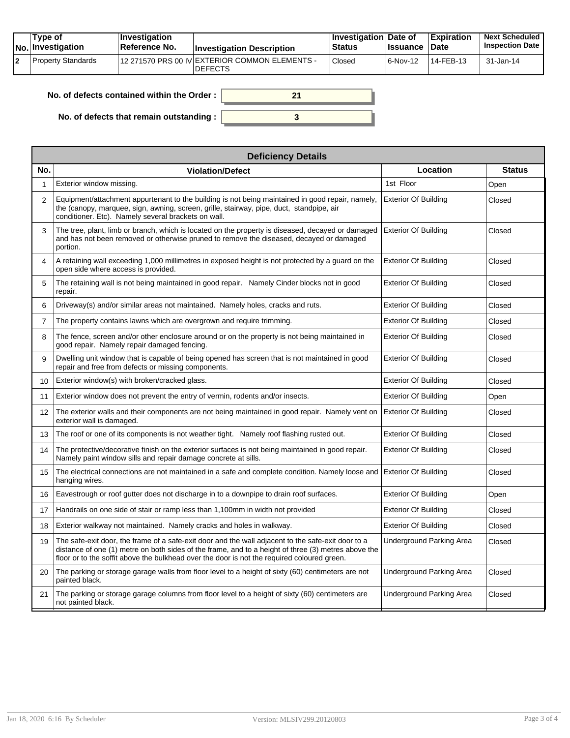| No. | Type of Investigation | Investigation Reference No. | Investigation Description | Investigation Status | Date of Issuance | Expiration Date | Next Scheduled Inspection Date |
|---|---|---|---|---|---|---|---|
| 2 | Property Standards | 12 271570 PRS 00 IV | EXTERIOR COMMON ELEMENTS - DEFECTS | Closed | 6-Nov-12 | 14-FEB-13 | 31-Jan-14 |

**No. of defects contained within the Order :** 21

**No. of defects that remain outstanding :** 3

| Deficiency Details | | | |
|---|---|---|---|
| **No.** | **Violation/Defect** | **Location** | **Status** |
| 1 | Exterior window missing. | 1st Floor | Open |
| 2 | Equipment/attachment appurtenant to the building is not being maintained in good repair, namely, the (canopy, marquee, sign, awning, screen, grille, stairway, pipe, duct, standpipe, air conditioner. Etc). Namely several brackets on wall. | Exterior Of Building | Closed |
| 3 | The tree, plant, limb or branch, which is located on the property is diseased, decayed or damaged and has not been removed or otherwise pruned to remove the diseased, decayed or damaged portion. | Exterior Of Building | Closed |
| 4 | A retaining wall exceeding 1,000 millimetres in exposed height is not protected by a guard on the open side where access is provided. | Exterior Of Building | Closed |
| 5 | The retaining wall is not being maintained in good repair. Namely Cinder blocks not in good repair. | Exterior Of Building | Closed |
| 6 | Driveway(s) and/or similar areas not maintained. Namely holes, cracks and ruts. | Exterior Of Building | Closed |
| 7 | The property contains lawns which are overgrown and require trimming. | Exterior Of Building | Closed |
| 8 | The fence, screen and/or other enclosure around or on the property is not being maintained in good repair. Namely repair damaged fencing. | Exterior Of Building | Closed |
| 9 | Dwelling unit window that is capable of being opened has screen that is not maintained in good repair and free from defects or missing components. | Exterior Of Building | Closed |
| 10 | Exterior window(s) with broken/cracked glass. | Exterior Of Building | Closed |
| 11 | Exterior window does not prevent the entry of vermin, rodents and/or insects. | Exterior Of Building | Open |
| 12 | The exterior walls and their components are not being maintained in good repair. Namely vent on exterior wall is damaged. | Exterior Of Building | Closed |
| 13 | The roof or one of its components is not weather tight. Namely roof flashing rusted out. | Exterior Of Building | Closed |
| 14 | The protective/decorative finish on the exterior surfaces is not being maintained in good repair. Namely paint window sills and repair damage concrete at sills. | Exterior Of Building | Closed |
| 15 | The electrical connections are not maintained in a safe and complete condition. Namely loose and hanging wires. | Exterior Of Building | Closed |
| 16 | Eavestrough or roof gutter does not discharge in to a downpipe to drain roof surfaces. | Exterior Of Building | Open |
| 17 | Handrails on one side of stair or ramp less than 1,100mm in width not provided | Exterior Of Building | Closed |
| 18 | Exterior walkway not maintained. Namely cracks and holes in walkway. | Exterior Of Building | Closed |
| 19 | The safe-exit door, the frame of a safe-exit door and the wall adjacent to the safe-exit door to a distance of one (1) metre on both sides of the frame, and to a height of three (3) metres above the floor or to the soffit above the bulkhead over the door is not the required coloured green. | Underground Parking Area | Closed |
| 20 | The parking or storage garage walls from floor level to a height of sixty (60) centimeters are not painted black. | Underground Parking Area | Closed |
| 21 | The parking or storage garage columns from floor level to a height of sixty (60) centimeters are not painted black. | Underground Parking Area | Closed |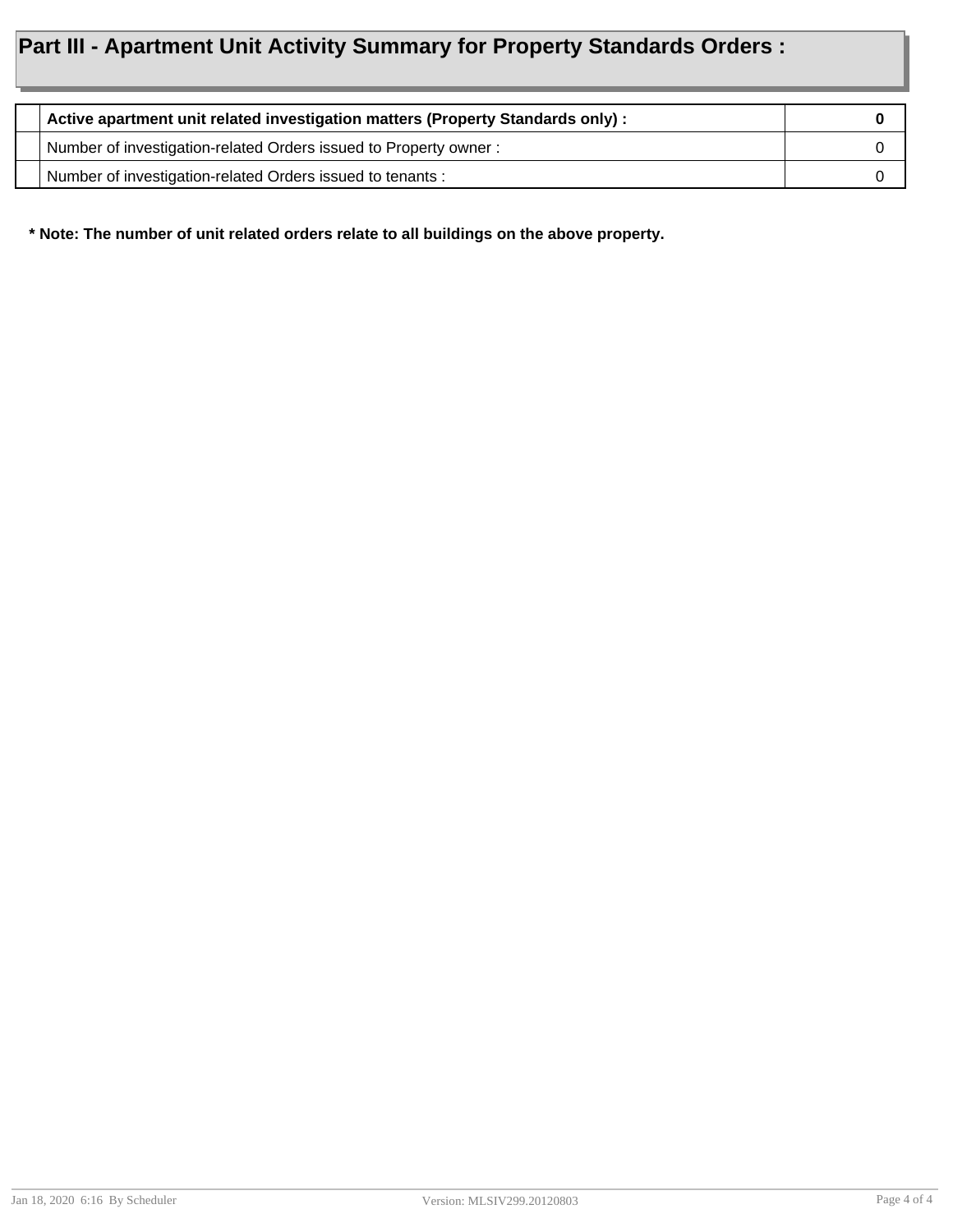# Part III - Apartment Unit Activity Summary for Property Standards Orders :

| | | |
|---|---|---|
| | **Active apartment unit related investigation matters (Property Standards only) :** | **0** |
| | Number of investigation-related Orders issued to Property owner : | 0 |
| | Number of investigation-related Orders issued to tenants : | 0 |

**\* Note: The number of unit related orders relate to all buildings on the above property.**

Jan 18, 2020 6:16 By Scheduler

Version: MLSIV299.20120803